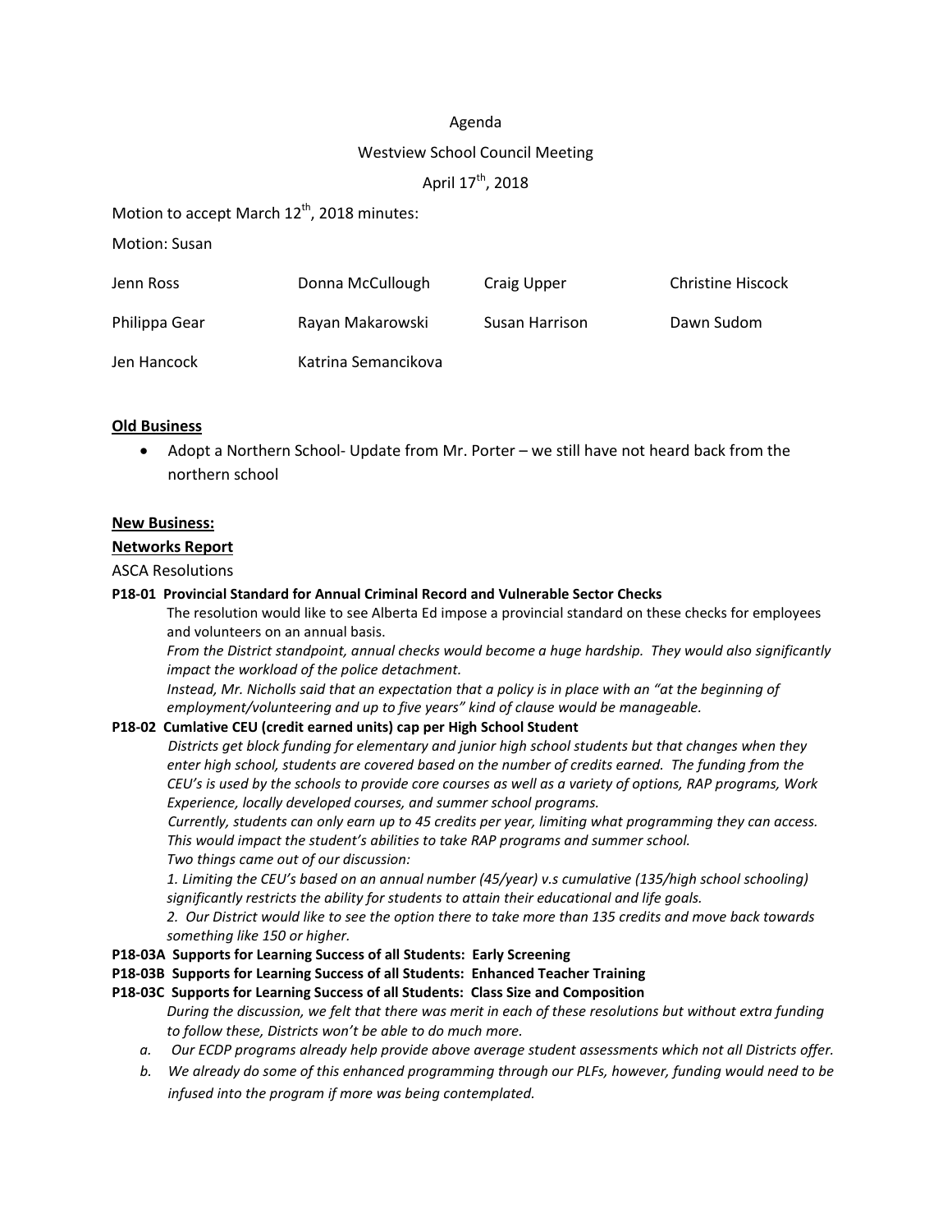Agenda

Westview School Council Meeting

April 17th, 2018

Motion to accept March 12th, 2018 minutes:

Motion: Susan

| Jenn Ross | Donna McCullough | Craig Upper | Christine Hiscock |
|---|---|---|---|
| Philippa Gear | Rayan Makarowski | Susan Harrison | Dawn Sudom |
| Jen Hancock | Katrina Semancikova | | |

**Old Business**

- Adopt a Northern School- Update from Mr. Porter – we still have not heard back from the northern school

**New Business:**

**Networks Report**

ASCA Resolutions

**P18-01 Provincial Standard for Annual Criminal Record and Vulnerable Sector Checks**

The resolution would like to see Alberta Ed impose a provincial standard on these checks for employees and volunteers on an annual basis.

*From the District standpoint, annual checks would become a huge hardship. They would also significantly impact the workload of the police detachment.*

*Instead, Mr. Nicholls said that an expectation that a policy is in place with an "at the beginning of employment/volunteering and up to five years" kind of clause would be manageable.*

**P18-02 Cumlative CEU (credit earned units) cap per High School Student**

*Districts get block funding for elementary and junior high school students but that changes when they enter high school, students are covered based on the number of credits earned. The funding from the CEU's is used by the schools to provide core courses as well as a variety of options, RAP programs, Work Experience, locally developed courses, and summer school programs.*

*Currently, students can only earn up to 45 credits per year, limiting what programming they can access. This would impact the student's abilities to take RAP programs and summer school.*

*Two things came out of our discussion:*

*1. Limiting the CEU's based on an annual number (45/year) v.s cumulative (135/high school schooling) significantly restricts the ability for students to attain their educational and life goals.*

*2. Our District would like to see the option there to take more than 135 credits and move back towards something like 150 or higher.*

**P18-03A Supports for Learning Success of all Students: Early Screening**

**P18-03B Supports for Learning Success of all Students: Enhanced Teacher Training**

**P18-03C Supports for Learning Success of all Students: Class Size and Composition**

*During the discussion, we felt that there was merit in each of these resolutions but without extra funding to follow these, Districts won't be able to do much more.*

a. *Our ECDP programs already help provide above average student assessments which not all Districts offer.*

b. *We already do some of this enhanced programming through our PLFs, however, funding would need to be infused into the program if more was being contemplated.*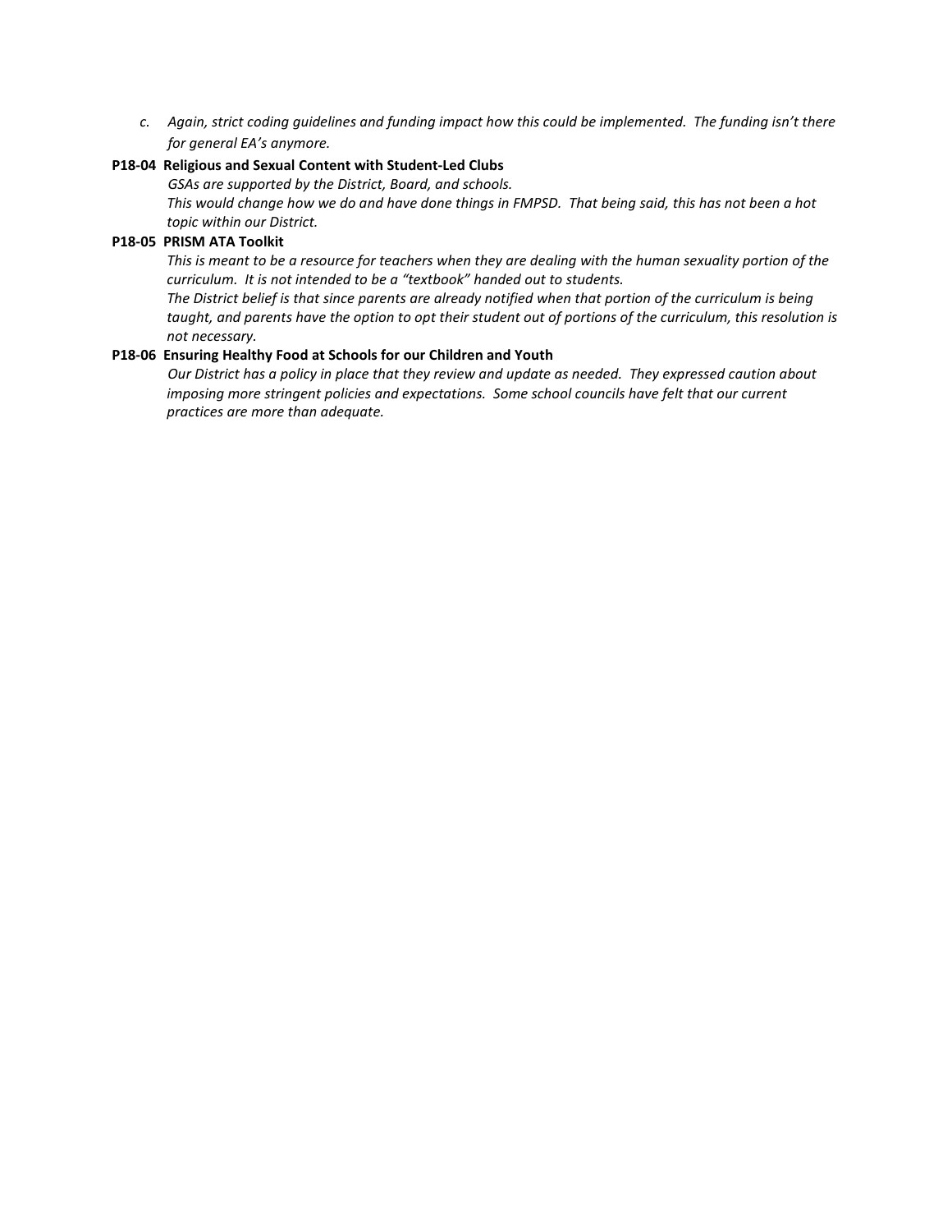c. *Again, strict coding guidelines and funding impact how this could be implemented. The funding isn't there for general EA's anymore.*

**P18-04 Religious and Sexual Content with Student-Led Clubs**

*GSAs are supported by the District, Board, and schools.*
*This would change how we do and have done things in FMPSD. That being said, this has not been a hot topic within our District.*

**P18-05 PRISM ATA Toolkit**

*This is meant to be a resource for teachers when they are dealing with the human sexuality portion of the curriculum. It is not intended to be a "textbook" handed out to students.*
*The District belief is that since parents are already notified when that portion of the curriculum is being taught, and parents have the option to opt their student out of portions of the curriculum, this resolution is not necessary.*

**P18-06 Ensuring Healthy Food at Schools for our Children and Youth**

*Our District has a policy in place that they review and update as needed. They expressed caution about imposing more stringent policies and expectations. Some school councils have felt that our current practices are more than adequate.*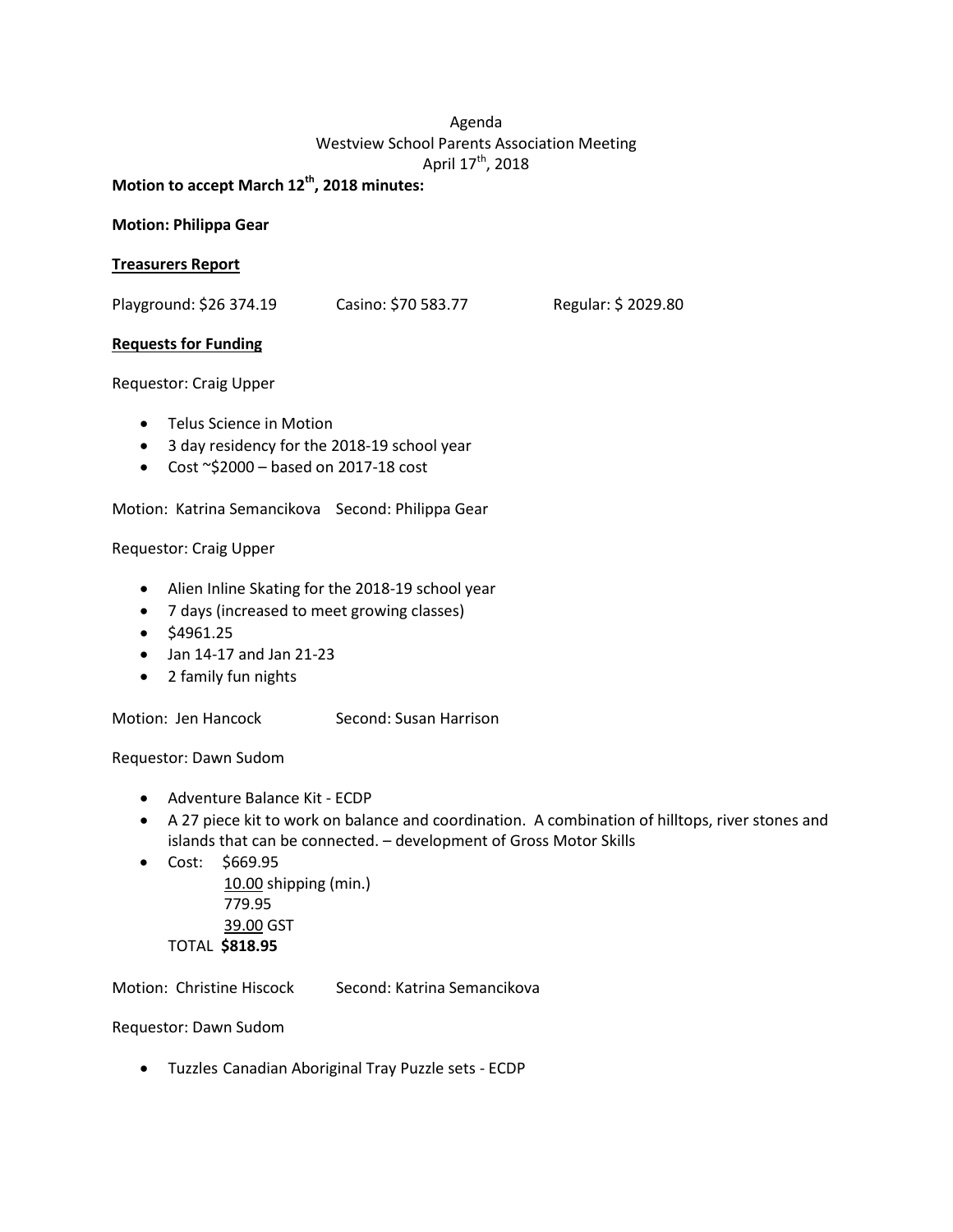Agenda
Westview School Parents Association Meeting
April 17th, 2018

**Motion to accept March 12th, 2018 minutes:**

**Motion: Philippa Gear**

**Treasurers Report**

Playground: $26 374.19 Casino: $70 583.77 Regular: $ 2029.80

**Requests for Funding**

Requestor: Craig Upper

- Telus Science in Motion
- 3 day residency for the 2018-19 school year
- Cost ~$2000 – based on 2017-18 cost

Motion: Katrina Semancikova Second: Philippa Gear

Requestor: Craig Upper

- Alien Inline Skating for the 2018-19 school year
- 7 days (increased to meet growing classes)
- $4961.25
- Jan 14-17 and Jan 21-23
- 2 family fun nights

Motion: Jen Hancock Second: Susan Harrison

Requestor: Dawn Sudom

- Adventure Balance Kit - ECDP
- A 27 piece kit to work on balance and coordination. A combination of hilltops, river stones and islands that can be connected. – development of Gross Motor Skills
- Cost: $669.95
  10.00 shipping (min.)
  779.95
  39.00 GST
  TOTAL **$818.95**

Motion: Christine Hiscock Second: Katrina Semancikova

Requestor: Dawn Sudom

- Tuzzles Canadian Aboriginal Tray Puzzle sets - ECDP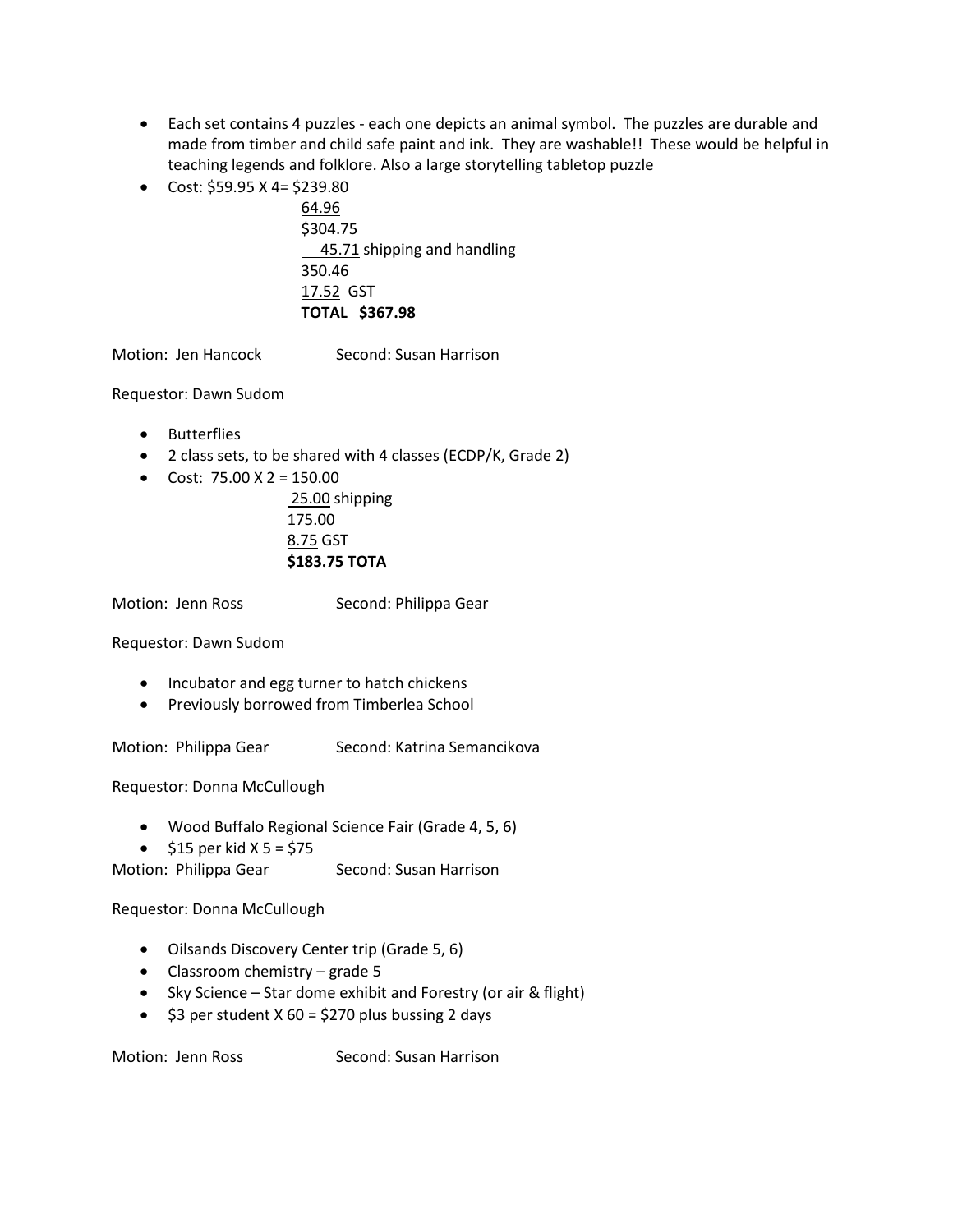- Each set contains 4 puzzles - each one depicts an animal symbol. The puzzles are durable and made from timber and child safe paint and ink. They are washable!! These would be helpful in teaching legends and folklore. Also a large storytelling tabletop puzzle
- Cost: $59.95 X 4= $239.80

  64.96
  $304.75
  45.71 shipping and handling
  350.46
  17.52 GST
  **TOTAL $367.98**

Motion: Jen Hancock Second: Susan Harrison

Requestor: Dawn Sudom

- Butterflies
- 2 class sets, to be shared with 4 classes (ECDP/K, Grade 2)
- Cost: 75.00 X 2 = 150.00

  25.00 shipping
  175.00
  8.75 GST
  **$183.75 TOTA**

Motion: Jenn Ross Second: Philippa Gear

Requestor: Dawn Sudom

- Incubator and egg turner to hatch chickens
- Previously borrowed from Timberlea School

Motion: Philippa Gear Second: Katrina Semancikova

Requestor: Donna McCullough

- Wood Buffalo Regional Science Fair (Grade 4, 5, 6)
- $15 per kid X 5 = $75

Motion: Philippa Gear Second: Susan Harrison

Requestor: Donna McCullough

- Oilsands Discovery Center trip (Grade 5, 6)
- Classroom chemistry – grade 5
- Sky Science – Star dome exhibit and Forestry (or air & flight)
- $3 per student X 60 = $270 plus bussing 2 days

Motion: Jenn Ross Second: Susan Harrison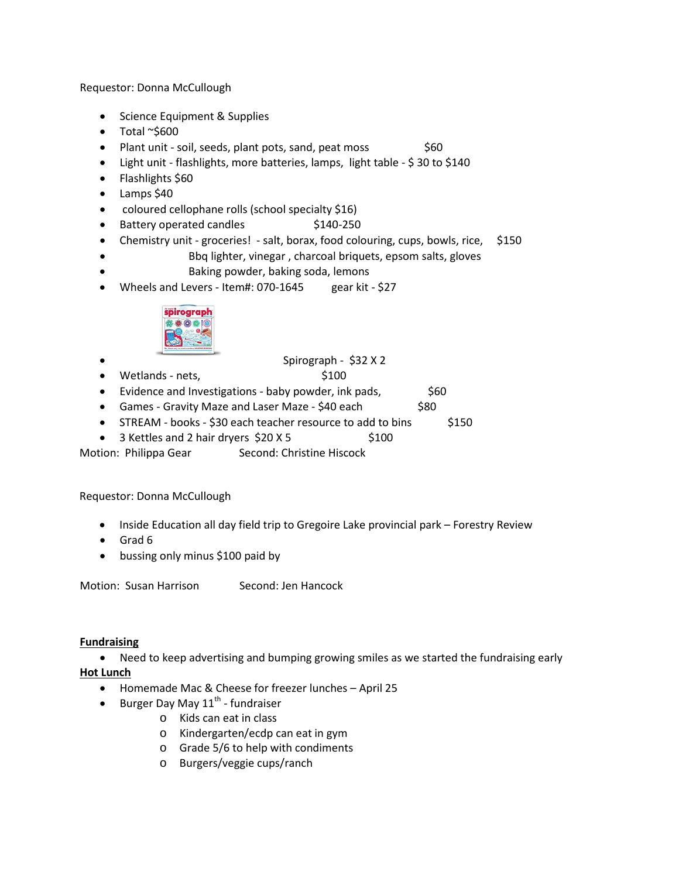Requestor: Donna McCullough

- Science Equipment & Supplies
- Total ~$600
- Plant unit - soil, seeds, plant pots, sand, peat moss $60
- Light unit - flashlights, more batteries, lamps, light table - $ 30 to $140
- Flashlights $60
- Lamps $40
- coloured cellophane rolls (school specialty $16)
- Battery operated candles $140-250
- Chemistry unit - groceries! - salt, borax, food colouring, cups, bowls, rice, $150
- Bbq lighter, vinegar , charcoal briquets, epsom salts, gloves
- Baking powder, baking soda, lemons
- Wheels and Levers - Item#: 070-1645 gear kit - $27
- Spirograph - $32 X 2
- Wetlands - nets, $100
- Evidence and Investigations - baby powder, ink pads, $60
- Games - Gravity Maze and Laser Maze - $40 each $80
- STREAM - books - $30 each teacher resource to add to bins $150
- 3 Kettles and 2 hair dryers $20 X 5 $100

Motion: Philippa Gear Second: Christine Hiscock

Requestor: Donna McCullough

- Inside Education all day field trip to Gregoire Lake provincial park – Forestry Review
- Grad 6
- bussing only minus $100 paid by

Motion: Susan Harrison Second: Jen Hancock

**Fundraising**

- Need to keep advertising and bumping growing smiles as we started the fundraising early

**Hot Lunch**

- Homemade Mac & Cheese for freezer lunches – April 25
- Burger Day May 11th - fundraiser
  - Kids can eat in class
  - Kindergarten/ecdp can eat in gym
  - Grade 5/6 to help with condiments
  - Burgers/veggie cups/ranch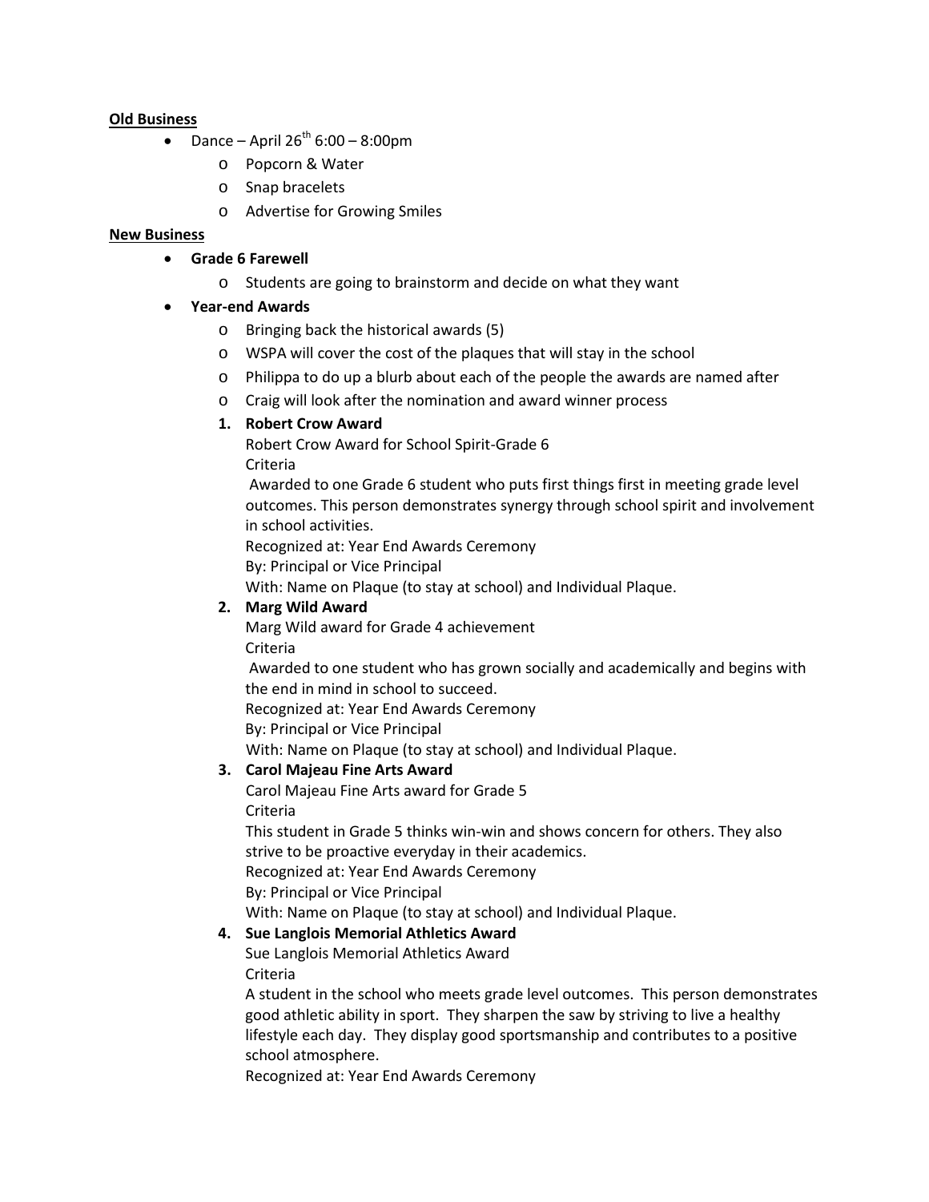**Old Business**

- Dance – April 26th 6:00 – 8:00pm
  - Popcorn & Water
  - Snap bracelets
  - Advertise for Growing Smiles

**New Business**

- **Grade 6 Farewell**
  - Students are going to brainstorm and decide on what they want
- **Year-end Awards**
  - Bringing back the historical awards (5)
  - WSPA will cover the cost of the plaques that will stay in the school
  - Philippa to do up a blurb about each of the people the awards are named after
  - Craig will look after the nomination and award winner process

1. **Robert Crow Award**

   Robert Crow Award for School Spirit-Grade 6

   Criteria

   Awarded to one Grade 6 student who puts first things first in meeting grade level outcomes. This person demonstrates synergy through school spirit and involvement in school activities.

   Recognized at: Year End Awards Ceremony

   By: Principal or Vice Principal

   With: Name on Plaque (to stay at school) and Individual Plaque.

2. **Marg Wild Award**

   Marg Wild award for Grade 4 achievement

   Criteria

   Awarded to one student who has grown socially and academically and begins with the end in mind in school to succeed.

   Recognized at: Year End Awards Ceremony

   By: Principal or Vice Principal

   With: Name on Plaque (to stay at school) and Individual Plaque.

3. **Carol Majeau Fine Arts Award**

   Carol Majeau Fine Arts award for Grade 5

   Criteria

   This student in Grade 5 thinks win-win and shows concern for others. They also strive to be proactive everyday in their academics.

   Recognized at: Year End Awards Ceremony

   By: Principal or Vice Principal

   With: Name on Plaque (to stay at school) and Individual Plaque.

4. **Sue Langlois Memorial Athletics Award**

   Sue Langlois Memorial Athletics Award

   Criteria

   A student in the school who meets grade level outcomes. This person demonstrates good athletic ability in sport. They sharpen the saw by striving to live a healthy lifestyle each day. They display good sportsmanship and contributes to a positive school atmosphere.

   Recognized at: Year End Awards Ceremony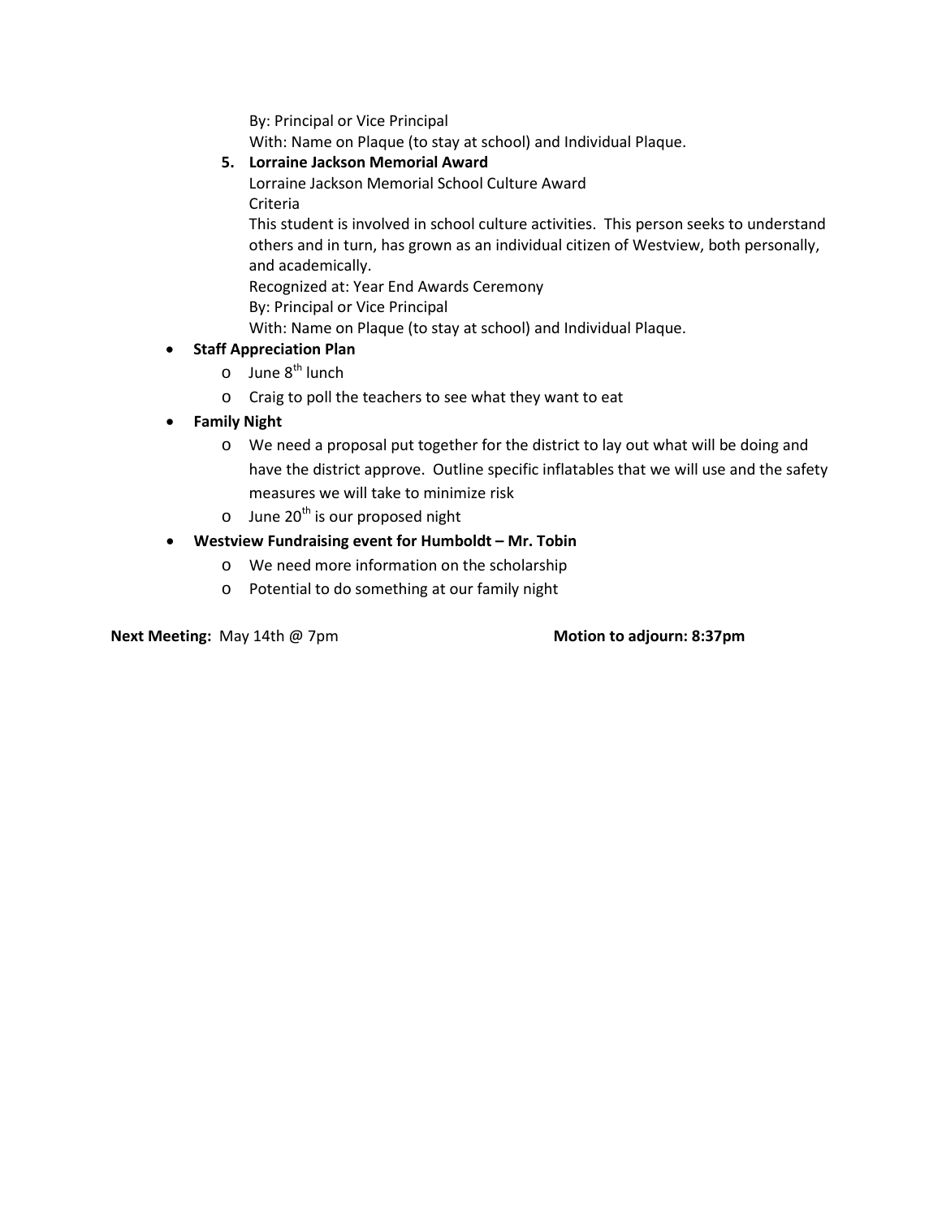By: Principal or Vice Principal
With: Name on Plaque (to stay at school) and Individual Plaque.

5. **Lorraine Jackson Memorial Award**
   Lorraine Jackson Memorial School Culture Award
   Criteria
   This student is involved in school culture activities. This person seeks to understand others and in turn, has grown as an individual citizen of Westview, both personally, and academically.
   Recognized at: Year End Awards Ceremony
   By: Principal or Vice Principal
   With: Name on Plaque (to stay at school) and Individual Plaque.

- **Staff Appreciation Plan**
  - June 8th lunch
  - Craig to poll the teachers to see what they want to eat
- **Family Night**
  - We need a proposal put together for the district to lay out what will be doing and have the district approve. Outline specific inflatables that we will use and the safety measures we will take to minimize risk
  - June 20th is our proposed night
- **Westview Fundraising event for Humboldt – Mr. Tobin**
  - We need more information on the scholarship
  - Potential to do something at our family night

**Next Meeting:** May 14th @ 7pm

**Motion to adjourn: 8:37pm**